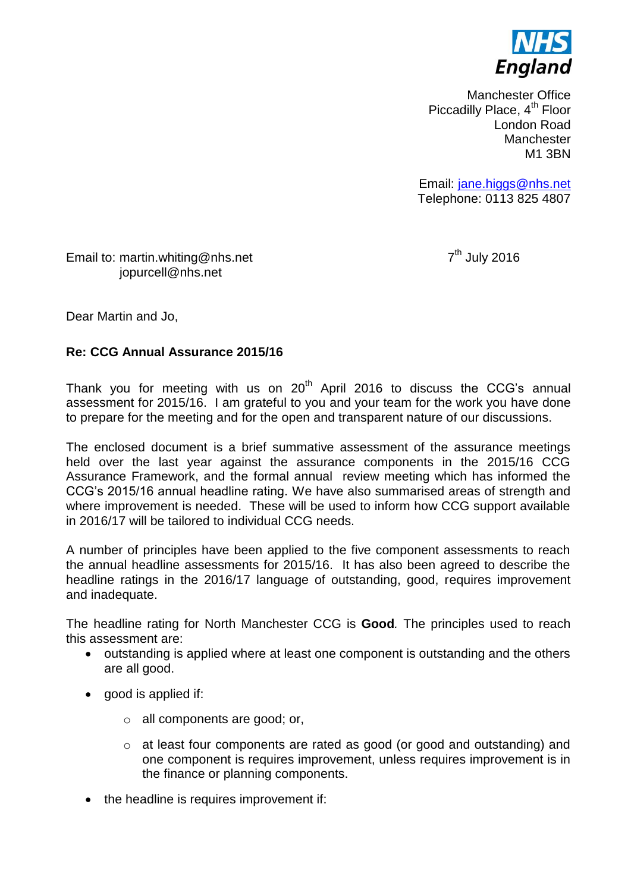NHS England

Manchester Office
Piccadilly Place, 4th Floor
London Road
Manchester
M1 3BN

Email: jane.higgs@nhs.net
Telephone: 0113 825 4807

Email to: martin.whiting@nhs.net
jopurcell@nhs.net

7th July 2016

Dear Martin and Jo,

**Re: CCG Annual Assurance 2015/16**

Thank you for meeting with us on 20th April 2016 to discuss the CCG's annual assessment for 2015/16. I am grateful to you and your team for the work you have done to prepare for the meeting and for the open and transparent nature of our discussions.

The enclosed document is a brief summative assessment of the assurance meetings held over the last year against the assurance components in the 2015/16 CCG Assurance Framework, and the formal annual review meeting which has informed the CCG's 2015/16 annual headline rating. We have also summarised areas of strength and where improvement is needed. These will be used to inform how CCG support available in 2016/17 will be tailored to individual CCG needs.

A number of principles have been applied to the five component assessments to reach the annual headline assessments for 2015/16. It has also been agreed to describe the headline ratings in the 2016/17 language of outstanding, good, requires improvement and inadequate.

The headline rating for North Manchester CCG is **Good***.* The principles used to reach this assessment are:

- outstanding is applied where at least one component is outstanding and the others are all good.
- good is applied if:
  - all components are good; or,
  - at least four components are rated as good (or good and outstanding) and one component is requires improvement, unless requires improvement is in the finance or planning components.
- the headline is requires improvement if: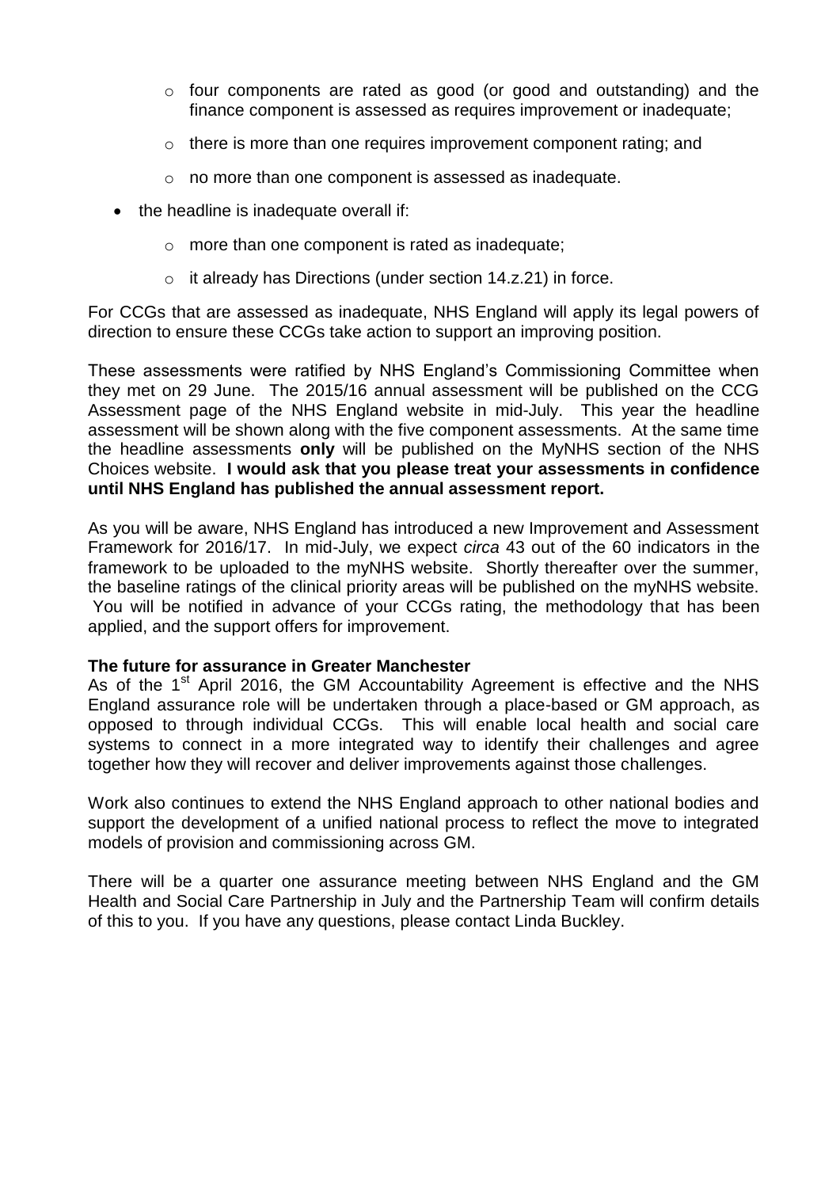- four components are rated as good (or good and outstanding) and the finance component is assessed as requires improvement or inadequate;
  - there is more than one requires improvement component rating; and
  - no more than one component is assessed as inadequate.
- the headline is inadequate overall if:
  - more than one component is rated as inadequate;
  - it already has Directions (under section 14.z.21) in force.

For CCGs that are assessed as inadequate, NHS England will apply its legal powers of direction to ensure these CCGs take action to support an improving position.

These assessments were ratified by NHS England's Commissioning Committee when they met on 29 June. The 2015/16 annual assessment will be published on the CCG Assessment page of the NHS England website in mid-July. This year the headline assessment will be shown along with the five component assessments. At the same time the headline assessments **only** will be published on the MyNHS section of the NHS Choices website. **I would ask that you please treat your assessments in confidence until NHS England has published the annual assessment report.**

As you will be aware, NHS England has introduced a new Improvement and Assessment Framework for 2016/17. In mid-July, we expect *circa* 43 out of the 60 indicators in the framework to be uploaded to the myNHS website. Shortly thereafter over the summer, the baseline ratings of the clinical priority areas will be published on the myNHS website. You will be notified in advance of your CCGs rating, the methodology that has been applied, and the support offers for improvement.

**The future for assurance in Greater Manchester**

As of the 1st April 2016, the GM Accountability Agreement is effective and the NHS England assurance role will be undertaken through a place-based or GM approach, as opposed to through individual CCGs. This will enable local health and social care systems to connect in a more integrated way to identify their challenges and agree together how they will recover and deliver improvements against those challenges.

Work also continues to extend the NHS England approach to other national bodies and support the development of a unified national process to reflect the move to integrated models of provision and commissioning across GM.

There will be a quarter one assurance meeting between NHS England and the GM Health and Social Care Partnership in July and the Partnership Team will confirm details of this to you. If you have any questions, please contact Linda Buckley.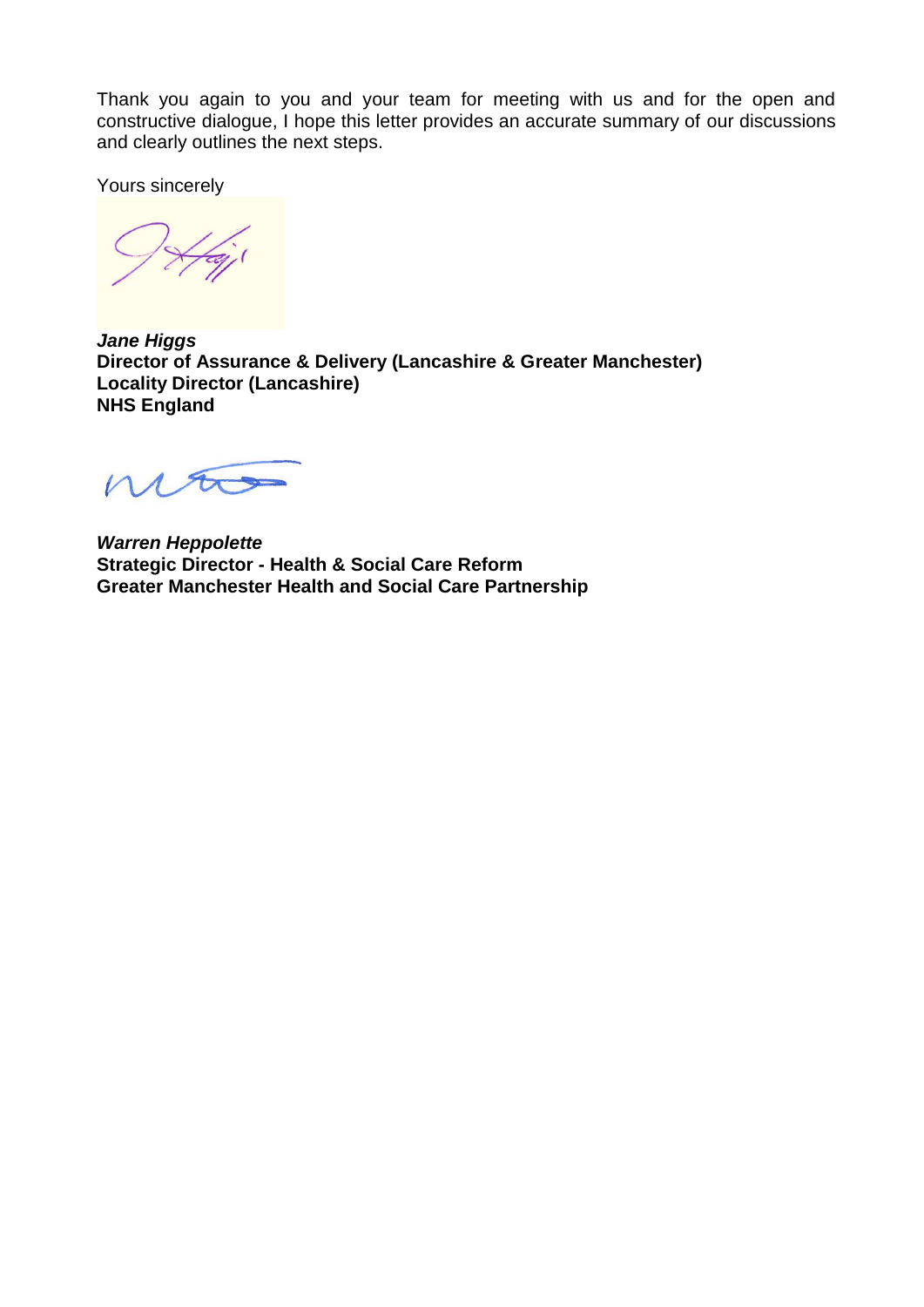Thank you again to you and your team for meeting with us and for the open and constructive dialogue, I hope this letter provides an accurate summary of our discussions and clearly outlines the next steps.

Yours sincerely

***Jane Higgs***
**Director of Assurance & Delivery (Lancashire & Greater Manchester)**
**Locality Director (Lancashire)**
**NHS England**

***Warren Heppolette***
**Strategic Director - Health & Social Care Reform**
**Greater Manchester Health and Social Care Partnership**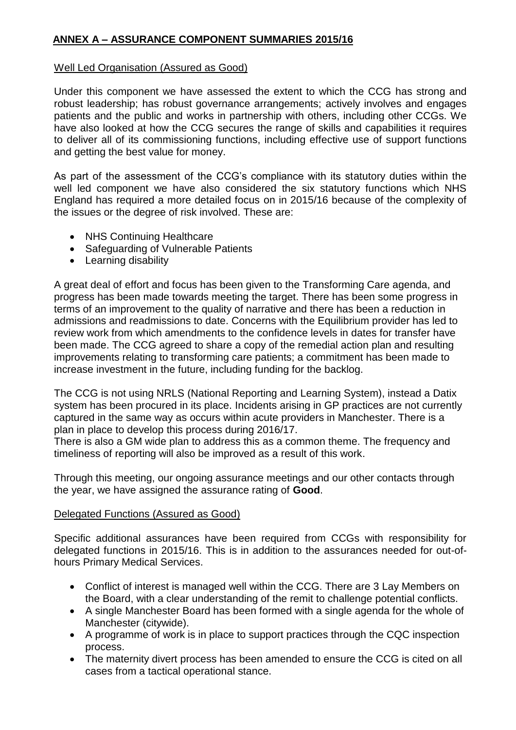## ANNEX A – ASSURANCE COMPONENT SUMMARIES 2015/16

Well Led Organisation (Assured as Good)

Under this component we have assessed the extent to which the CCG has strong and robust leadership; has robust governance arrangements; actively involves and engages patients and the public and works in partnership with others, including other CCGs. We have also looked at how the CCG secures the range of skills and capabilities it requires to deliver all of its commissioning functions, including effective use of support functions and getting the best value for money.

As part of the assessment of the CCG's compliance with its statutory duties within the well led component we have also considered the six statutory functions which NHS England has required a more detailed focus on in 2015/16 because of the complexity of the issues or the degree of risk involved. These are:

- NHS Continuing Healthcare
- Safeguarding of Vulnerable Patients
- Learning disability

A great deal of effort and focus has been given to the Transforming Care agenda, and progress has been made towards meeting the target. There has been some progress in terms of an improvement to the quality of narrative and there has been a reduction in admissions and readmissions to date. Concerns with the Equilibrium provider has led to review work from which amendments to the confidence levels in dates for transfer have been made. The CCG agreed to share a copy of the remedial action plan and resulting improvements relating to transforming care patients; a commitment has been made to increase investment in the future, including funding for the backlog.

The CCG is not using NRLS (National Reporting and Learning System), instead a Datix system has been procured in its place. Incidents arising in GP practices are not currently captured in the same way as occurs within acute providers in Manchester. There is a plan in place to develop this process during 2016/17.
There is also a GM wide plan to address this as a common theme. The frequency and timeliness of reporting will also be improved as a result of this work.

Through this meeting, our ongoing assurance meetings and our other contacts through the year, we have assigned the assurance rating of **Good**.

Delegated Functions (Assured as Good)

Specific additional assurances have been required from CCGs with responsibility for delegated functions in 2015/16. This is in addition to the assurances needed for out-of-hours Primary Medical Services.

- Conflict of interest is managed well within the CCG. There are 3 Lay Members on the Board, with a clear understanding of the remit to challenge potential conflicts.
- A single Manchester Board has been formed with a single agenda for the whole of Manchester (citywide).
- A programme of work is in place to support practices through the CQC inspection process.
- The maternity divert process has been amended to ensure the CCG is cited on all cases from a tactical operational stance.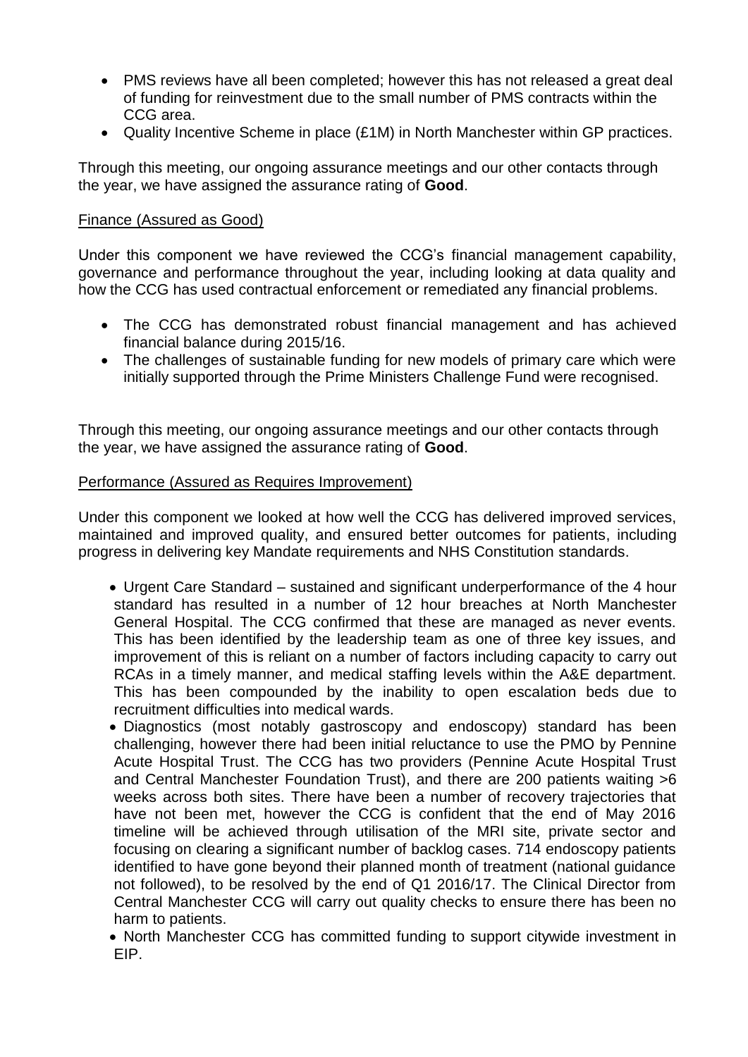- PMS reviews have all been completed; however this has not released a great deal of funding for reinvestment due to the small number of PMS contracts within the CCG area.
- Quality Incentive Scheme in place (£1M) in North Manchester within GP practices.

Through this meeting, our ongoing assurance meetings and our other contacts through the year, we have assigned the assurance rating of **Good**.

Finance (Assured as Good)

Under this component we have reviewed the CCG's financial management capability, governance and performance throughout the year, including looking at data quality and how the CCG has used contractual enforcement or remediated any financial problems.

- The CCG has demonstrated robust financial management and has achieved financial balance during 2015/16.
- The challenges of sustainable funding for new models of primary care which were initially supported through the Prime Ministers Challenge Fund were recognised.

Through this meeting, our ongoing assurance meetings and our other contacts through the year, we have assigned the assurance rating of **Good**.

Performance (Assured as Requires Improvement)

Under this component we looked at how well the CCG has delivered improved services, maintained and improved quality, and ensured better outcomes for patients, including progress in delivering key Mandate requirements and NHS Constitution standards.

- Urgent Care Standard – sustained and significant underperformance of the 4 hour standard has resulted in a number of 12 hour breaches at North Manchester General Hospital. The CCG confirmed that these are managed as never events. This has been identified by the leadership team as one of three key issues, and improvement of this is reliant on a number of factors including capacity to carry out RCAs in a timely manner, and medical staffing levels within the A&E department. This has been compounded by the inability to open escalation beds due to recruitment difficulties into medical wards.
- Diagnostics (most notably gastroscopy and endoscopy) standard has been challenging, however there had been initial reluctance to use the PMO by Pennine Acute Hospital Trust. The CCG has two providers (Pennine Acute Hospital Trust and Central Manchester Foundation Trust), and there are 200 patients waiting >6 weeks across both sites. There have been a number of recovery trajectories that have not been met, however the CCG is confident that the end of May 2016 timeline will be achieved through utilisation of the MRI site, private sector and focusing on clearing a significant number of backlog cases. 714 endoscopy patients identified to have gone beyond their planned month of treatment (national guidance not followed), to be resolved by the end of Q1 2016/17. The Clinical Director from Central Manchester CCG will carry out quality checks to ensure there has been no harm to patients.
- North Manchester CCG has committed funding to support citywide investment in EIP.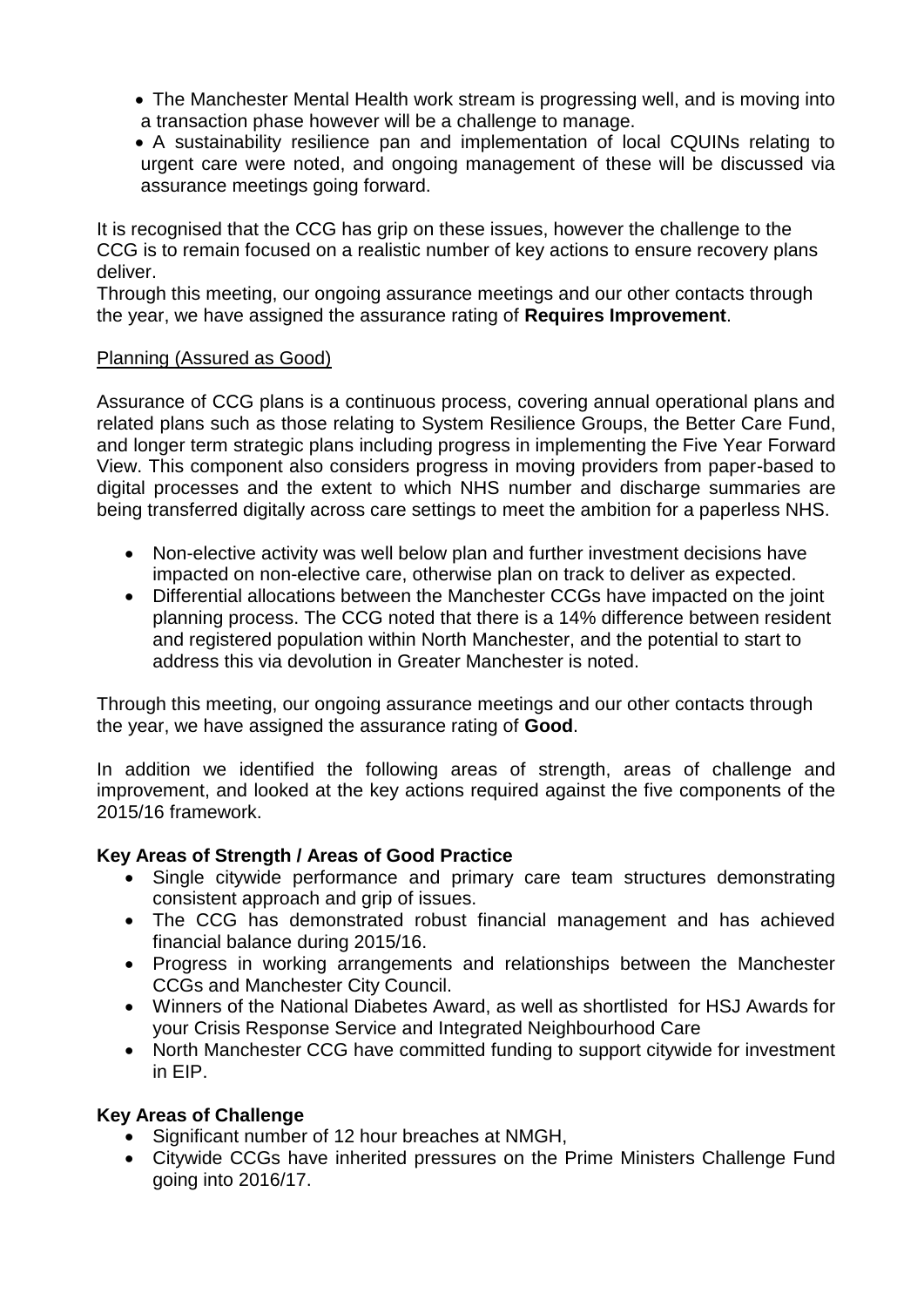- The Manchester Mental Health work stream is progressing well, and is moving into a transaction phase however will be a challenge to manage.
- A sustainability resilience pan and implementation of local CQUINs relating to urgent care were noted, and ongoing management of these will be discussed via assurance meetings going forward.

It is recognised that the CCG has grip on these issues, however the challenge to the CCG is to remain focused on a realistic number of key actions to ensure recovery plans deliver.
Through this meeting, our ongoing assurance meetings and our other contacts through the year, we have assigned the assurance rating of **Requires Improvement**.

Planning (Assured as Good)

Assurance of CCG plans is a continuous process, covering annual operational plans and related plans such as those relating to System Resilience Groups, the Better Care Fund, and longer term strategic plans including progress in implementing the Five Year Forward View. This component also considers progress in moving providers from paper-based to digital processes and the extent to which NHS number and discharge summaries are being transferred digitally across care settings to meet the ambition for a paperless NHS.

- Non-elective activity was well below plan and further investment decisions have impacted on non-elective care, otherwise plan on track to deliver as expected.
- Differential allocations between the Manchester CCGs have impacted on the joint planning process. The CCG noted that there is a 14% difference between resident and registered population within North Manchester, and the potential to start to address this via devolution in Greater Manchester is noted.

Through this meeting, our ongoing assurance meetings and our other contacts through the year, we have assigned the assurance rating of **Good**.

In addition we identified the following areas of strength, areas of challenge and improvement, and looked at the key actions required against the five components of the 2015/16 framework.

**Key Areas of Strength / Areas of Good Practice**

- Single citywide performance and primary care team structures demonstrating consistent approach and grip of issues.
- The CCG has demonstrated robust financial management and has achieved financial balance during 2015/16.
- Progress in working arrangements and relationships between the Manchester CCGs and Manchester City Council.
- Winners of the National Diabetes Award, as well as shortlisted for HSJ Awards for your Crisis Response Service and Integrated Neighbourhood Care
- North Manchester CCG have committed funding to support citywide for investment in EIP.

**Key Areas of Challenge**

- Significant number of 12 hour breaches at NMGH,
- Citywide CCGs have inherited pressures on the Prime Ministers Challenge Fund going into 2016/17.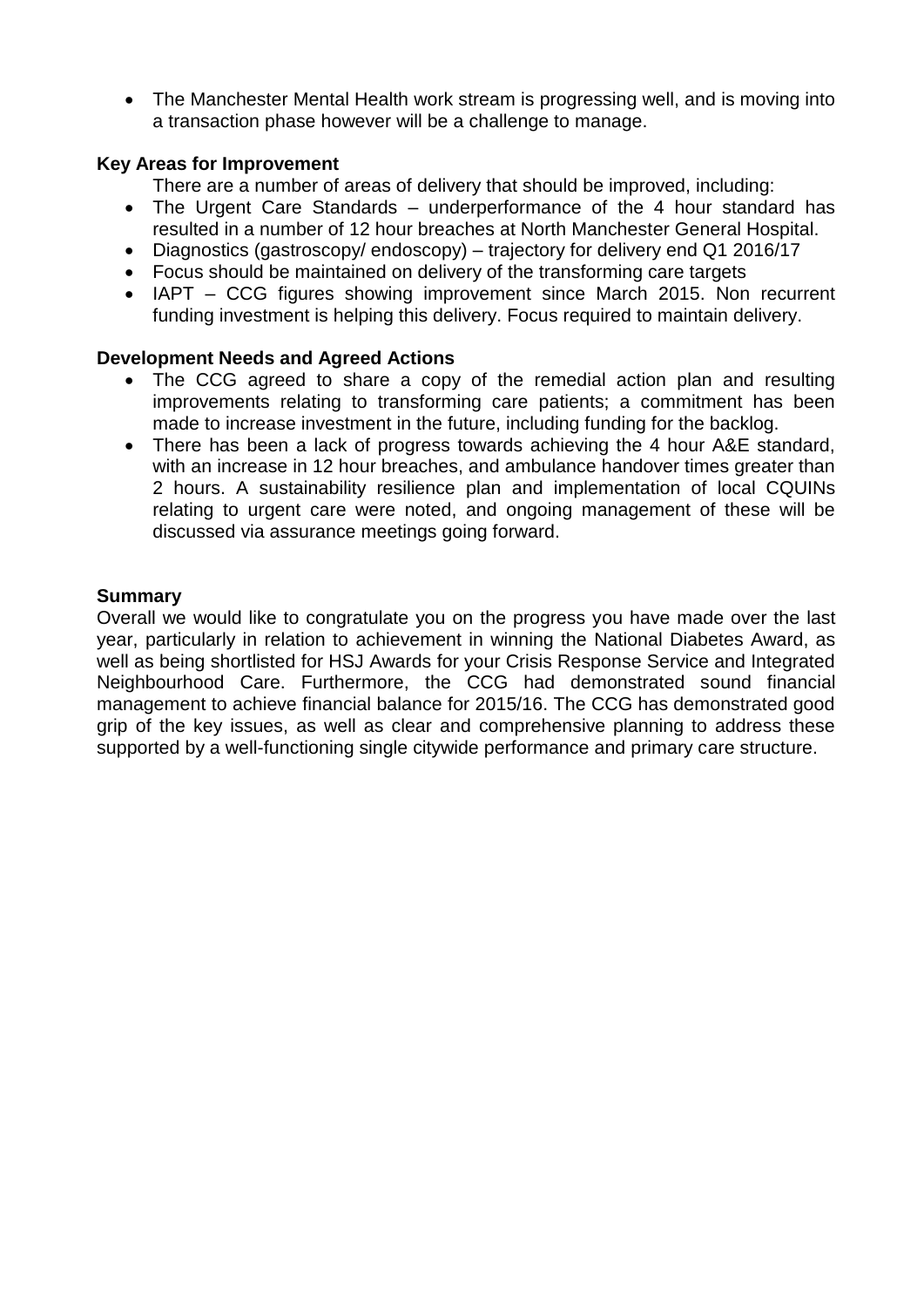- The Manchester Mental Health work stream is progressing well, and is moving into a transaction phase however will be a challenge to manage.

**Key Areas for Improvement**

There are a number of areas of delivery that should be improved, including:

- The Urgent Care Standards – underperformance of the 4 hour standard has resulted in a number of 12 hour breaches at North Manchester General Hospital.
- Diagnostics (gastroscopy/ endoscopy) – trajectory for delivery end Q1 2016/17
- Focus should be maintained on delivery of the transforming care targets
- IAPT – CCG figures showing improvement since March 2015. Non recurrent funding investment is helping this delivery. Focus required to maintain delivery.

**Development Needs and Agreed Actions**

- The CCG agreed to share a copy of the remedial action plan and resulting improvements relating to transforming care patients; a commitment has been made to increase investment in the future, including funding for the backlog.
- There has been a lack of progress towards achieving the 4 hour A&E standard, with an increase in 12 hour breaches, and ambulance handover times greater than 2 hours. A sustainability resilience plan and implementation of local CQUINs relating to urgent care were noted, and ongoing management of these will be discussed via assurance meetings going forward.

**Summary**

Overall we would like to congratulate you on the progress you have made over the last year, particularly in relation to achievement in winning the National Diabetes Award, as well as being shortlisted for HSJ Awards for your Crisis Response Service and Integrated Neighbourhood Care. Furthermore, the CCG had demonstrated sound financial management to achieve financial balance for 2015/16. The CCG has demonstrated good grip of the key issues, as well as clear and comprehensive planning to address these supported by a well-functioning single citywide performance and primary care structure.